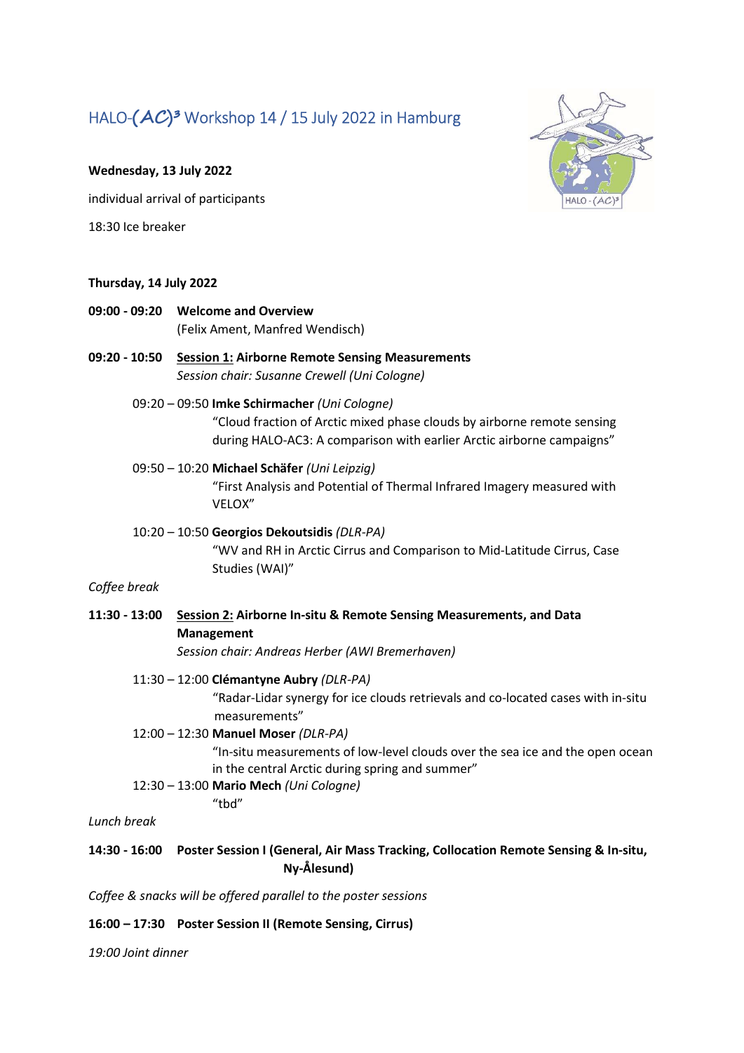# HALO-*(AC)³* Workshop 14 / 15 July 2022 in Hamburg

**Wednesday, 13 July 2022**

individual arrival of participants

18:30 Ice breaker

**Thursday, 14 July 2022**

**09:00 - 09:20** **Welcome and Overview**
(Felix Ament, Manfred Wendisch)

**09:20 - 10:50** **Session 1: Airborne Remote Sensing Measurements**
*Session chair: Susanne Crewell (Uni Cologne)*

09:20 – 09:50 **Imke Schirmacher** *(Uni Cologne)*
"Cloud fraction of Arctic mixed phase clouds by airborne remote sensing during HALO-AC3: A comparison with earlier Arctic airborne campaigns"

09:50 – 10:20 **Michael Schäfer** *(Uni Leipzig)*
"First Analysis and Potential of Thermal Infrared Imagery measured with VELOX"

10:20 – 10:50 **Georgios Dekoutsidis** *(DLR-PA)*
"WV and RH in Arctic Cirrus and Comparison to Mid-Latitude Cirrus, Case Studies (WAI)"

*Coffee break*

**11:30 - 13:00** **Session 2: Airborne In-situ & Remote Sensing Measurements, and Data Management**
*Session chair: Andreas Herber (AWI Bremerhaven)*

11:30 – 12:00 **Clémantyne Aubry** *(DLR-PA)*
"Radar-Lidar synergy for ice clouds retrievals and co-located cases with in-situ measurements"

12:00 – 12:30 **Manuel Moser** *(DLR-PA)*
"In-situ measurements of low-level clouds over the sea ice and the open ocean in the central Arctic during spring and summer"

12:30 – 13:00 **Mario Mech** *(Uni Cologne)*
"tbd"

*Lunch break*

**14:30 - 16:00** **Poster Session I (General, Air Mass Tracking, Collocation Remote Sensing & In-situ, Ny-Ålesund)**

*Coffee & snacks will be offered parallel to the poster sessions*

**16:00 – 17:30** **Poster Session II (Remote Sensing, Cirrus)**

*19:00 Joint dinner*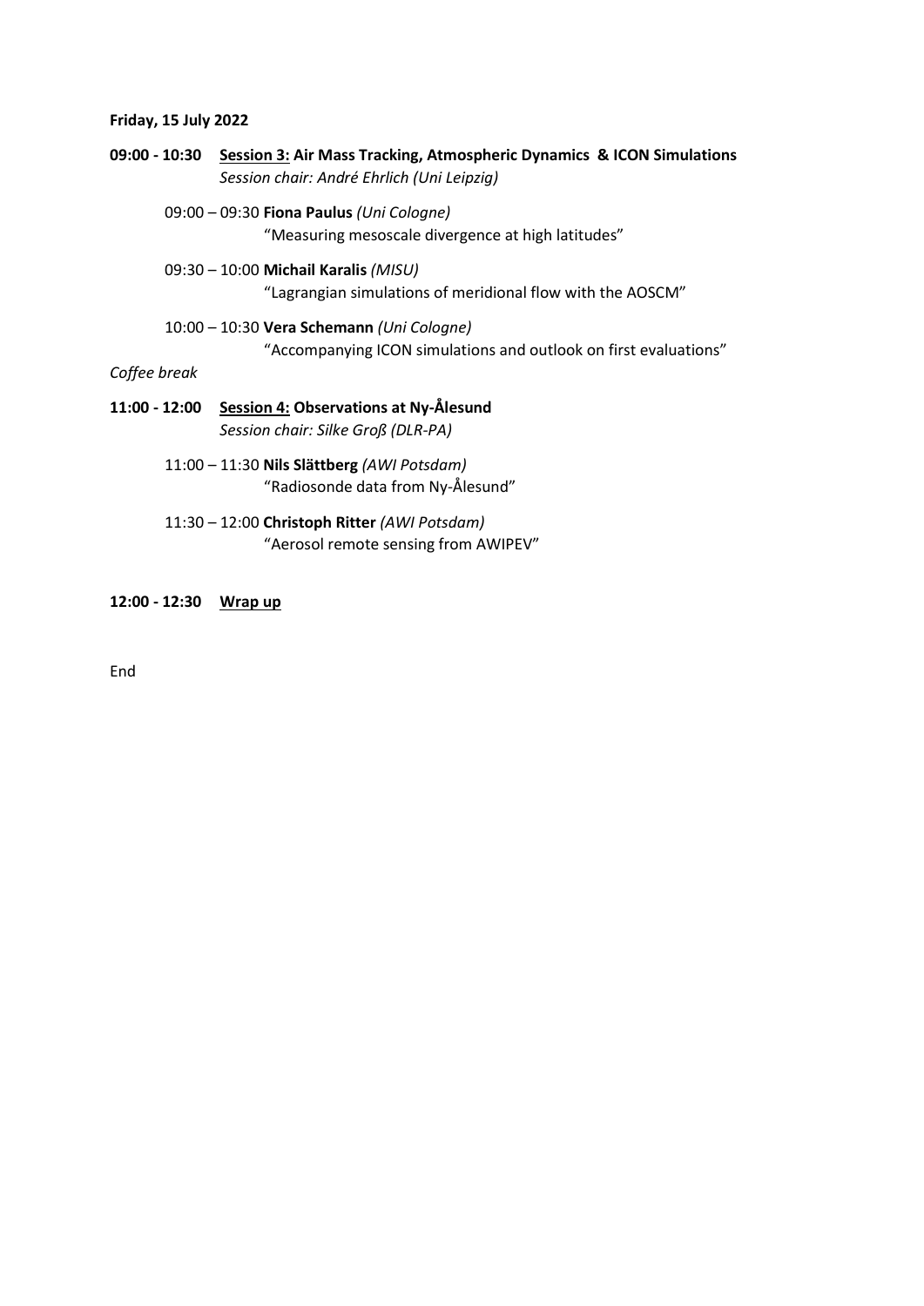**Friday, 15 July 2022**

**09:00 - 10:30** **Session 3: Air Mass Tracking, Atmospheric Dynamics & ICON Simulations**
*Session chair: André Ehrlich (Uni Leipzig)*

09:00 – 09:30 **Fiona Paulus** *(Uni Cologne)*
"Measuring mesoscale divergence at high latitudes"

09:30 – 10:00 **Michail Karalis** *(MISU)*
"Lagrangian simulations of meridional flow with the AOSCM"

10:00 – 10:30 **Vera Schemann** *(Uni Cologne)*
"Accompanying ICON simulations and outlook on first evaluations"

*Coffee break*

**11:00 - 12:00** **Session 4: Observations at Ny-Ålesund**
*Session chair: Silke Groß (DLR-PA)*

11:00 – 11:30 **Nils Slättberg** *(AWI Potsdam)*
"Radiosonde data from Ny-Ålesund"

11:30 – 12:00 **Christoph Ritter** *(AWI Potsdam)*
"Aerosol remote sensing from AWIPEV"

**12:00 - 12:30** **Wrap up**

End